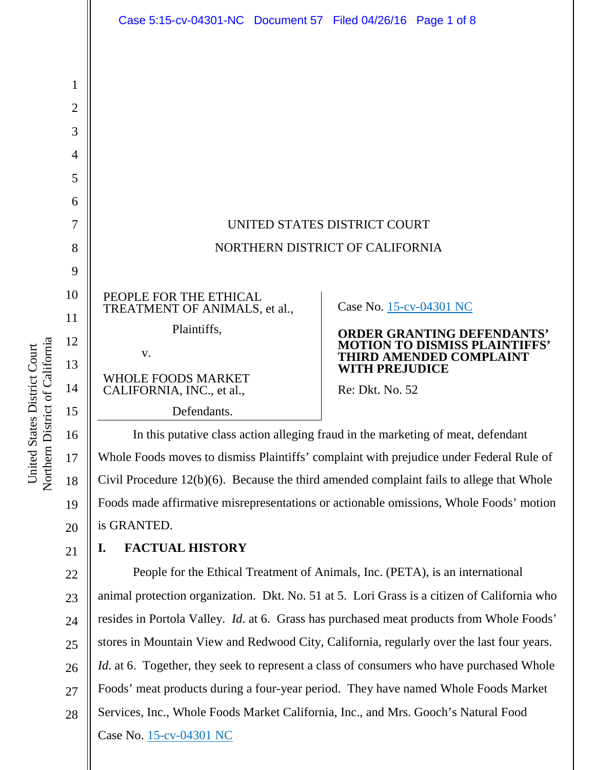UNITED STATES DISTRICT COURT

NORTHERN DISTRICT OF CALIFORNIA

PEOPLE FOR THE ETHICAL TREATMENT OF ANIMALS, et al.,

Plaintiffs,

v.

WHOLE FOODS MARKET CALIFORNIA, INC., et al.,

Defendants.

Case No. 15-cv-04301 NC

**ORDER GRANTING DEFENDANTS' MOTION TO DISMISS PLAINTIFFS' THIRD AMENDED COMPLAINT WITH PREJUDICE**

Re: Dkt. No. 52

In this putative class action alleging fraud in the marketing of meat, defendant Whole Foods moves to dismiss Plaintiffs' complaint with prejudice under Federal Rule of Civil Procedure 12(b)(6). Because the third amended complaint fails to allege that Whole Foods made affirmative misrepresentations or actionable omissions, Whole Foods' motion is GRANTED.

## I. FACTUAL HISTORY

People for the Ethical Treatment of Animals, Inc. (PETA), is an international animal protection organization. Dkt. No. 51 at 5. Lori Grass is a citizen of California who resides in Portola Valley. *Id*. at 6. Grass has purchased meat products from Whole Foods' stores in Mountain View and Redwood City, California, regularly over the last four years. *Id*. at 6. Together, they seek to represent a class of consumers who have purchased Whole Foods' meat products during a four-year period. They have named Whole Foods Market Services, Inc., Whole Foods Market California, Inc., and Mrs. Gooch's Natural Food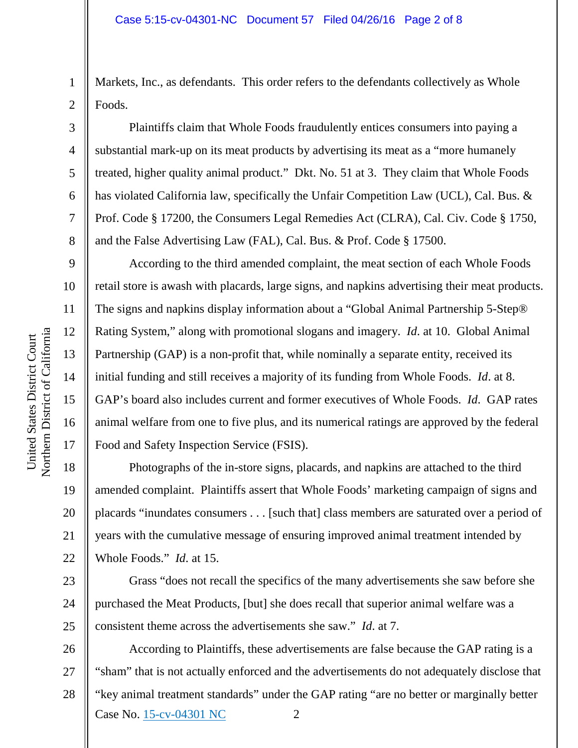Markets, Inc., as defendants. This order refers to the defendants collectively as Whole Foods.

Plaintiffs claim that Whole Foods fraudulently entices consumers into paying a substantial mark-up on its meat products by advertising its meat as a "more humanely treated, higher quality animal product." Dkt. No. 51 at 3. They claim that Whole Foods has violated California law, specifically the Unfair Competition Law (UCL), Cal. Bus. & Prof. Code § 17200, the Consumers Legal Remedies Act (CLRA), Cal. Civ. Code § 1750, and the False Advertising Law (FAL), Cal. Bus. & Prof. Code § 17500.

According to the third amended complaint, the meat section of each Whole Foods retail store is awash with placards, large signs, and napkins advertising their meat products. The signs and napkins display information about a "Global Animal Partnership 5-Step® Rating System," along with promotional slogans and imagery. *Id*. at 10. Global Animal Partnership (GAP) is a non-profit that, while nominally a separate entity, received its initial funding and still receives a majority of its funding from Whole Foods. *Id*. at 8. GAP's board also includes current and former executives of Whole Foods. *Id*. GAP rates animal welfare from one to five plus, and its numerical ratings are approved by the federal Food and Safety Inspection Service (FSIS).

Photographs of the in-store signs, placards, and napkins are attached to the third amended complaint. Plaintiffs assert that Whole Foods' marketing campaign of signs and placards "inundates consumers . . . [such that] class members are saturated over a period of years with the cumulative message of ensuring improved animal treatment intended by Whole Foods." *Id*. at 15.

Grass "does not recall the specifics of the many advertisements she saw before she purchased the Meat Products, [but] she does recall that superior animal welfare was a consistent theme across the advertisements she saw." *Id*. at 7.

According to Plaintiffs, these advertisements are false because the GAP rating is a "sham" that is not actually enforced and the advertisements do not adequately disclose that "key animal treatment standards" under the GAP rating "are no better or marginally better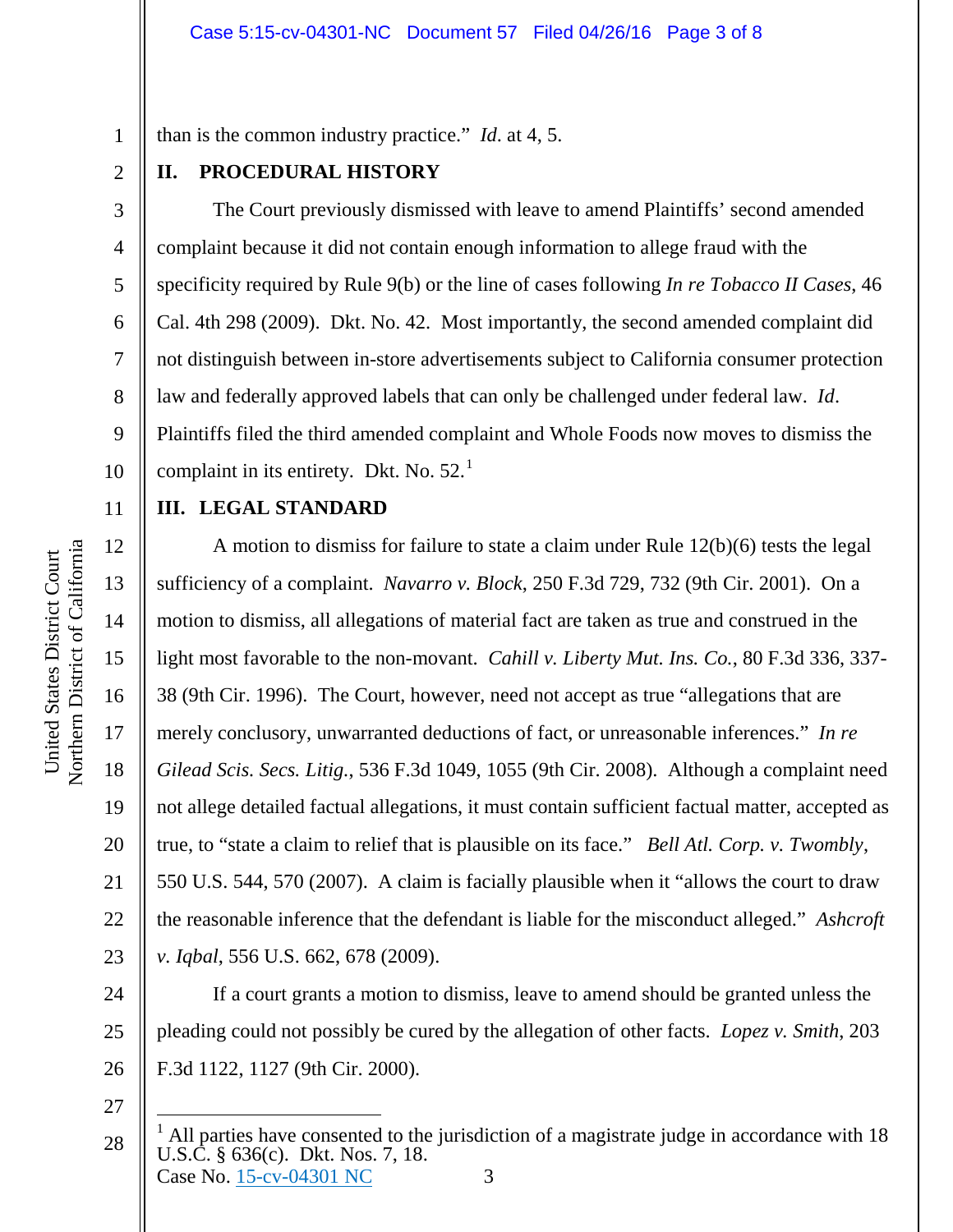than is the common industry practice." *Id*. at 4, 5.

## II. PROCEDURAL HISTORY

The Court previously dismissed with leave to amend Plaintiffs' second amended complaint because it did not contain enough information to allege fraud with the specificity required by Rule 9(b) or the line of cases following *In re Tobacco II Cases*, 46 Cal. 4th 298 (2009). Dkt. No. 42. Most importantly, the second amended complaint did not distinguish between in-store advertisements subject to California consumer protection law and federally approved labels that can only be challenged under federal law. *Id*. Plaintiffs filed the third amended complaint and Whole Foods now moves to dismiss the complaint in its entirety. Dkt. No. 52.[1]

## III. LEGAL STANDARD

A motion to dismiss for failure to state a claim under Rule 12(b)(6) tests the legal sufficiency of a complaint. *Navarro v. Block*, 250 F.3d 729, 732 (9th Cir. 2001). On a motion to dismiss, all allegations of material fact are taken as true and construed in the light most favorable to the non-movant. *Cahill v. Liberty Mut. Ins. Co.*, 80 F.3d 336, 337-38 (9th Cir. 1996). The Court, however, need not accept as true "allegations that are merely conclusory, unwarranted deductions of fact, or unreasonable inferences." *In re Gilead Scis. Secs. Litig.*, 536 F.3d 1049, 1055 (9th Cir. 2008). Although a complaint need not allege detailed factual allegations, it must contain sufficient factual matter, accepted as true, to "state a claim to relief that is plausible on its face." *Bell Atl. Corp. v. Twombly*, 550 U.S. 544, 570 (2007). A claim is facially plausible when it "allows the court to draw the reasonable inference that the defendant is liable for the misconduct alleged." *Ashcroft v. Iqbal*, 556 U.S. 662, 678 (2009).

If a court grants a motion to dismiss, leave to amend should be granted unless the pleading could not possibly be cured by the allegation of other facts. *Lopez v. Smith*, 203 F.3d 1122, 1127 (9th Cir. 2000).

---

[1] All parties have consented to the jurisdiction of a magistrate judge in accordance with 18 U.S.C. § 636(c). Dkt. Nos. 7, 18.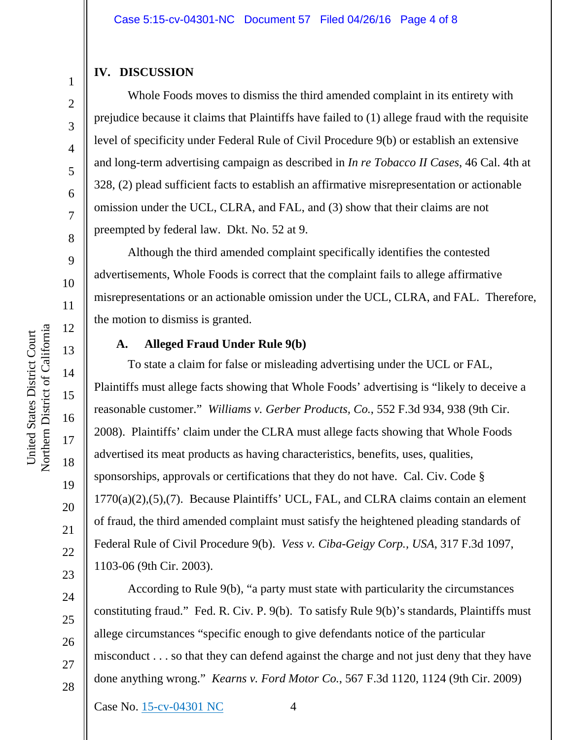## IV. DISCUSSION

Whole Foods moves to dismiss the third amended complaint in its entirety with prejudice because it claims that Plaintiffs have failed to (1) allege fraud with the requisite level of specificity under Federal Rule of Civil Procedure 9(b) or establish an extensive and long-term advertising campaign as described in *In re Tobacco II Cases*, 46 Cal. 4th at 328, (2) plead sufficient facts to establish an affirmative misrepresentation or actionable omission under the UCL, CLRA, and FAL, and (3) show that their claims are not preempted by federal law. Dkt. No. 52 at 9.

Although the third amended complaint specifically identifies the contested advertisements, Whole Foods is correct that the complaint fails to allege affirmative misrepresentations or an actionable omission under the UCL, CLRA, and FAL. Therefore, the motion to dismiss is granted.

### A. Alleged Fraud Under Rule 9(b)

To state a claim for false or misleading advertising under the UCL or FAL, Plaintiffs must allege facts showing that Whole Foods' advertising is "likely to deceive a reasonable customer." *Williams v. Gerber Products, Co.*, 552 F.3d 934, 938 (9th Cir. 2008). Plaintiffs' claim under the CLRA must allege facts showing that Whole Foods advertised its meat products as having characteristics, benefits, uses, qualities, sponsorships, approvals or certifications that they do not have. Cal. Civ. Code § 1770(a)(2),(5),(7). Because Plaintiffs' UCL, FAL, and CLRA claims contain an element of fraud, the third amended complaint must satisfy the heightened pleading standards of Federal Rule of Civil Procedure 9(b). *Vess v. Ciba-Geigy Corp., USA*, 317 F.3d 1097, 1103-06 (9th Cir. 2003).

According to Rule 9(b), "a party must state with particularity the circumstances constituting fraud." Fed. R. Civ. P. 9(b). To satisfy Rule 9(b)'s standards, Plaintiffs must allege circumstances "specific enough to give defendants notice of the particular misconduct . . . so that they can defend against the charge and not just deny that they have done anything wrong." *Kearns v. Ford Motor Co.*, 567 F.3d 1120, 1124 (9th Cir. 2009)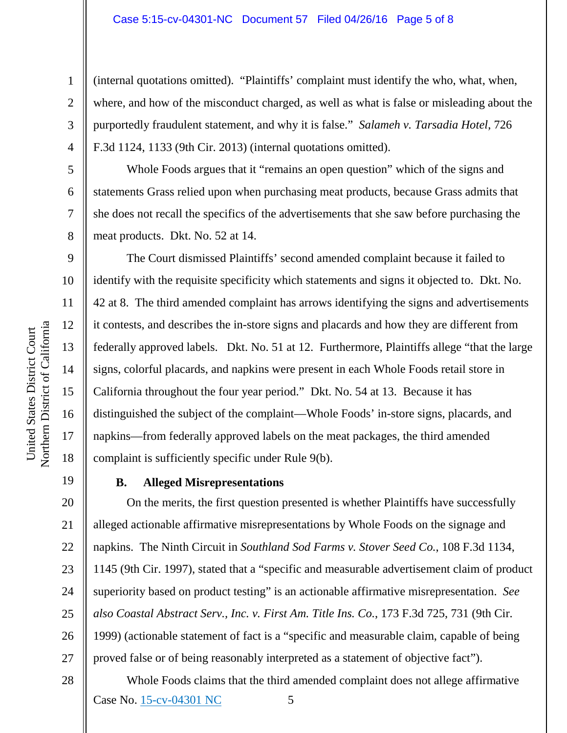(internal quotations omitted). "Plaintiffs' complaint must identify the who, what, when, where, and how of the misconduct charged, as well as what is false or misleading about the purportedly fraudulent statement, and why it is false." *Salameh v. Tarsadia Hotel*, 726 F.3d 1124, 1133 (9th Cir. 2013) (internal quotations omitted).

Whole Foods argues that it "remains an open question" which of the signs and statements Grass relied upon when purchasing meat products, because Grass admits that she does not recall the specifics of the advertisements that she saw before purchasing the meat products. Dkt. No. 52 at 14.

The Court dismissed Plaintiffs' second amended complaint because it failed to identify with the requisite specificity which statements and signs it objected to. Dkt. No. 42 at 8. The third amended complaint has arrows identifying the signs and advertisements it contests, and describes the in-store signs and placards and how they are different from federally approved labels. Dkt. No. 51 at 12. Furthermore, Plaintiffs allege "that the large signs, colorful placards, and napkins were present in each Whole Foods retail store in California throughout the four year period." Dkt. No. 54 at 13. Because it has distinguished the subject of the complaint—Whole Foods' in-store signs, placards, and napkins—from federally approved labels on the meat packages, the third amended complaint is sufficiently specific under Rule 9(b).

### B. Alleged Misrepresentations

On the merits, the first question presented is whether Plaintiffs have successfully alleged actionable affirmative misrepresentations by Whole Foods on the signage and napkins. The Ninth Circuit in *Southland Sod Farms v. Stover Seed Co.*, 108 F.3d 1134, 1145 (9th Cir. 1997), stated that a "specific and measurable advertisement claim of product superiority based on product testing" is an actionable affirmative misrepresentation. *See also Coastal Abstract Serv., Inc. v. First Am. Title Ins. Co.*, 173 F.3d 725, 731 (9th Cir. 1999) (actionable statement of fact is a "specific and measurable claim, capable of being proved false or of being reasonably interpreted as a statement of objective fact").

Whole Foods claims that the third amended complaint does not allege affirmative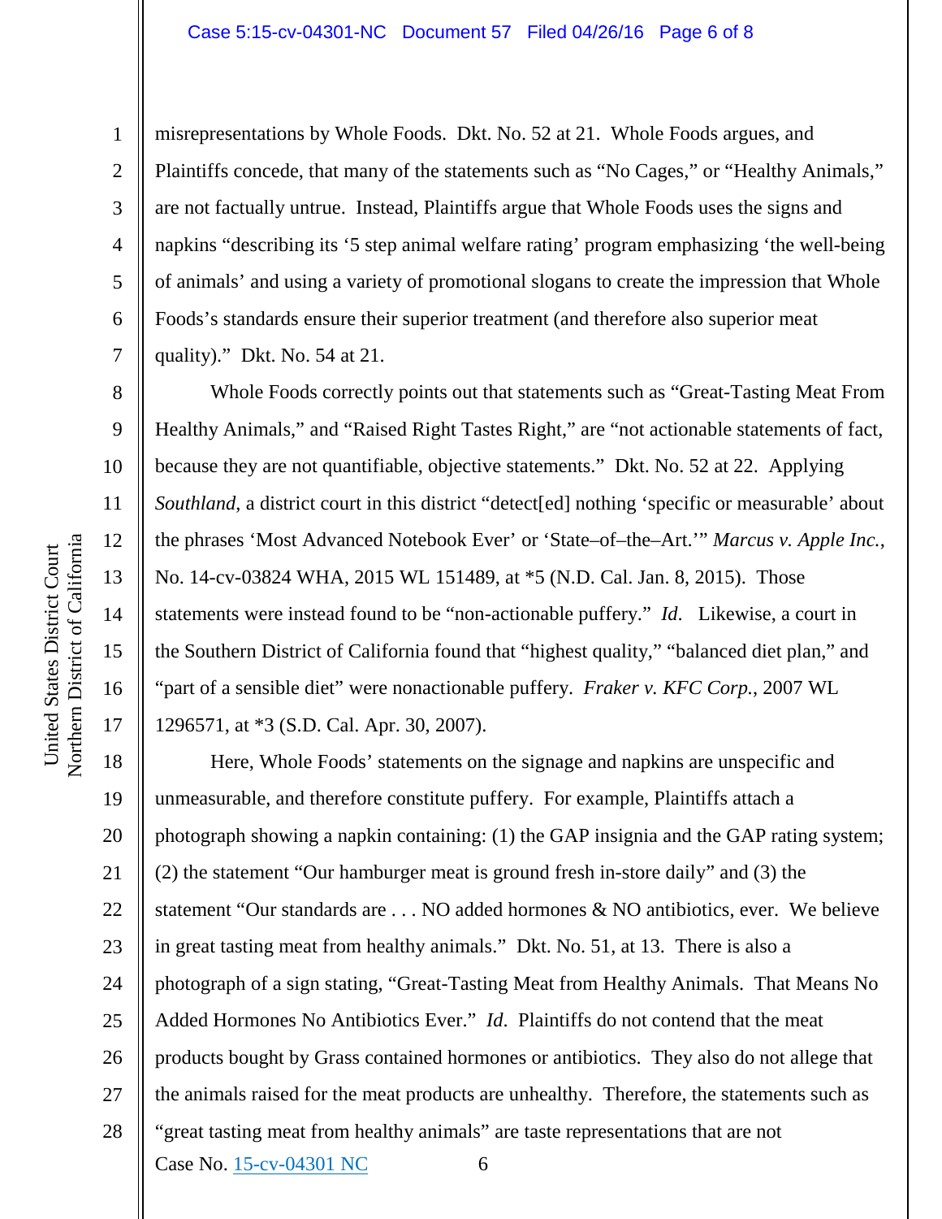misrepresentations by Whole Foods. Dkt. No. 52 at 21. Whole Foods argues, and Plaintiffs concede, that many of the statements such as "No Cages," or "Healthy Animals," are not factually untrue. Instead, Plaintiffs argue that Whole Foods uses the signs and napkins "describing its '5 step animal welfare rating' program emphasizing 'the well-being of animals' and using a variety of promotional slogans to create the impression that Whole Foods's standards ensure their superior treatment (and therefore also superior meat quality)." Dkt. No. 54 at 21.

Whole Foods correctly points out that statements such as "Great-Tasting Meat From Healthy Animals," and "Raised Right Tastes Right," are "not actionable statements of fact, because they are not quantifiable, objective statements." Dkt. No. 52 at 22. Applying *Southland*, a district court in this district "detect[ed] nothing 'specific or measurable' about the phrases 'Most Advanced Notebook Ever' or 'State–of–the–Art.'" *Marcus v. Apple Inc.*, No. 14-cv-03824 WHA, 2015 WL 151489, at *5 (N.D. Cal. Jan. 8, 2015). Those statements were instead found to be "non-actionable puffery." *Id*. Likewise, a court in the Southern District of California found that "highest quality," "balanced diet plan," and "part of a sensible diet" were nonactionable puffery. *Fraker v. KFC Corp.*, 2007 WL 1296571, at *3 (S.D. Cal. Apr. 30, 2007).

Here, Whole Foods' statements on the signage and napkins are unspecific and unmeasurable, and therefore constitute puffery. For example, Plaintiffs attach a photograph showing a napkin containing: (1) the GAP insignia and the GAP rating system; (2) the statement "Our hamburger meat is ground fresh in-store daily" and (3) the statement "Our standards are . . . NO added hormones & NO antibiotics, ever. We believe in great tasting meat from healthy animals." Dkt. No. 51, at 13. There is also a photograph of a sign stating, "Great-Tasting Meat from Healthy Animals. That Means No Added Hormones No Antibiotics Ever." *Id.* Plaintiffs do not contend that the meat products bought by Grass contained hormones or antibiotics. They also do not allege that the animals raised for the meat products are unhealthy. Therefore, the statements such as "great tasting meat from healthy animals" are taste representations that are not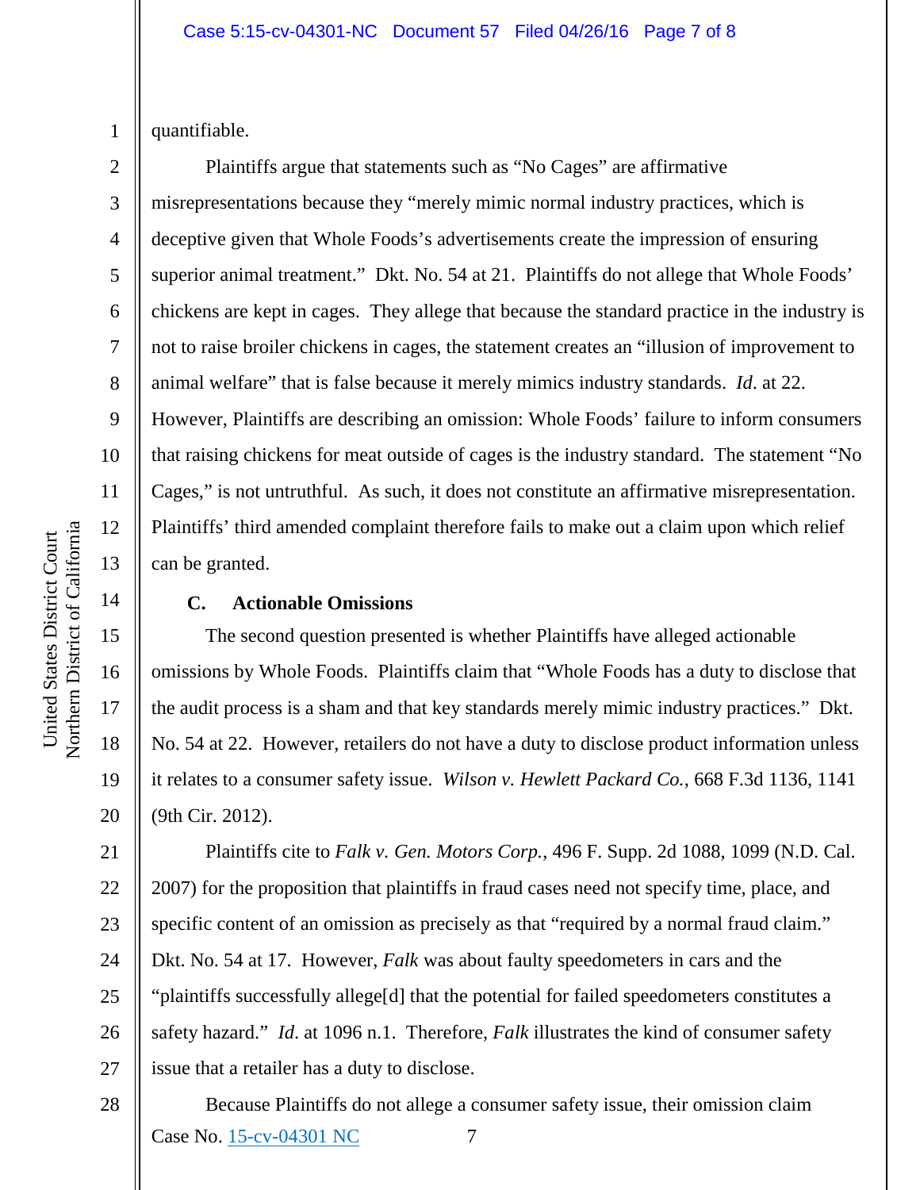quantifiable.

Plaintiffs argue that statements such as "No Cages" are affirmative misrepresentations because they "merely mimic normal industry practices, which is deceptive given that Whole Foods's advertisements create the impression of ensuring superior animal treatment." Dkt. No. 54 at 21. Plaintiffs do not allege that Whole Foods' chickens are kept in cages. They allege that because the standard practice in the industry is not to raise broiler chickens in cages, the statement creates an "illusion of improvement to animal welfare" that is false because it merely mimics industry standards. *Id*. at 22. However, Plaintiffs are describing an omission: Whole Foods' failure to inform consumers that raising chickens for meat outside of cages is the industry standard. The statement "No Cages," is not untruthful. As such, it does not constitute an affirmative misrepresentation. Plaintiffs' third amended complaint therefore fails to make out a claim upon which relief can be granted.

### C. Actionable Omissions

The second question presented is whether Plaintiffs have alleged actionable omissions by Whole Foods. Plaintiffs claim that "Whole Foods has a duty to disclose that the audit process is a sham and that key standards merely mimic industry practices." Dkt. No. 54 at 22. However, retailers do not have a duty to disclose product information unless it relates to a consumer safety issue. *Wilson v. Hewlett Packard Co.*, 668 F.3d 1136, 1141 (9th Cir. 2012).

Plaintiffs cite to *Falk v. Gen. Motors Corp.*, 496 F. Supp. 2d 1088, 1099 (N.D. Cal. 2007) for the proposition that plaintiffs in fraud cases need not specify time, place, and specific content of an omission as precisely as that "required by a normal fraud claim." Dkt. No. 54 at 17. However, *Falk* was about faulty speedometers in cars and the "plaintiffs successfully allege[d] that the potential for failed speedometers constitutes a safety hazard." *Id*. at 1096 n.1. Therefore, *Falk* illustrates the kind of consumer safety issue that a retailer has a duty to disclose.

Because Plaintiffs do not allege a consumer safety issue, their omission claim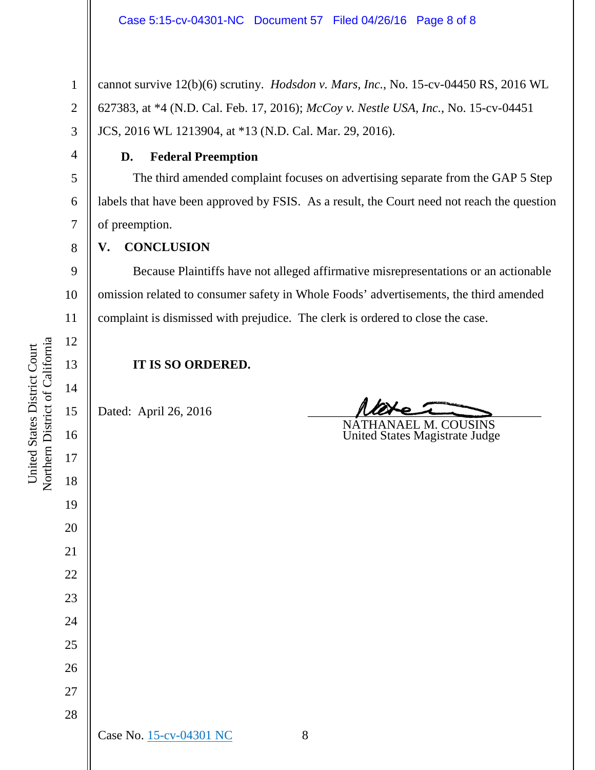cannot survive 12(b)(6) scrutiny. *Hodsdon v. Mars, Inc.*, No. 15-cv-04450 RS, 2016 WL 627383, at *4 (N.D. Cal. Feb. 17, 2016); *McCoy v. Nestle USA, Inc.*, No. 15-cv-04451 JCS, 2016 WL 1213904, at *13 (N.D. Cal. Mar. 29, 2016).

### D. Federal Preemption

The third amended complaint focuses on advertising separate from the GAP 5 Step labels that have been approved by FSIS. As a result, the Court need not reach the question of preemption.

## V. CONCLUSION

Because Plaintiffs have not alleged affirmative misrepresentations or an actionable omission related to consumer safety in Whole Foods' advertisements, the third amended complaint is dismissed with prejudice. The clerk is ordered to close the case.

**IT IS SO ORDERED.**

Dated: April 26, 2016

NATHANAEL M. COUSINS
United States Magistrate Judge